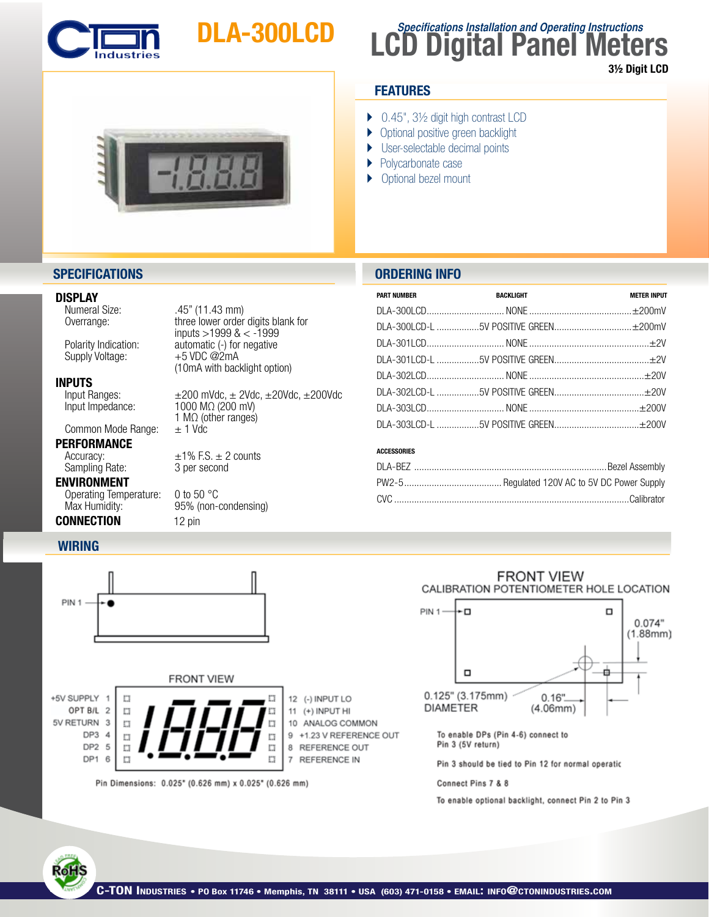# DLA-300LCD

## Specifications Installation and Operating Instructions

# LCD Digital Panel Meters

**3½ Digit LCD**

## FEATURES

- 0.45", 3½ digit high contrast LCD
- Optional positive green backlight
- User-selectable decimal points
- Polycarbonate case
- Optional bezel mount

## SPECIFICATIONS

### DISPLAY

| | |
|---|---|
| Numeral Size: | .45" (11.43 mm) |
| Overrange: | three lower order digits blank for inputs >1999 & < -1999 |
| Polarity Indication: | automatic (-) for negative |
| Supply Voltage: | +5 VDC @2mA (10mA with backlight option) |

### INPUTS

| | |
|---|---|
| Input Ranges: | ±200 mVdc, ± 2Vdc, ±20Vdc, ±200Vdc |
| Input Impedance: | 1000 MΩ (200 mV) 1 MΩ (other ranges) |
| Common Mode Range: | ± 1 Vdc |

### PERFORMANCE

| | |
|---|---|
| Accuracy: | ±1% F.S. ± 2 counts |
| Sampling Rate: | 3 per second |

### ENVIRONMENT

| | |
|---|---|
| Operating Temperature: | 0 to 50 °C |
| Max Humidity: | 95% (non-condensing) |

### CONNECTION

12 pin

## ORDERING INFO

| PART NUMBER | BACKLIGHT | METER INPUT |
|---|---|---|
| DLA-300LCD | NONE | ±200mV |
| DLA-300LCD-L | 5V POSITIVE GREEN | ±200mV |
| DLA-301LCD | NONE | ±2V |
| DLA-301LCD-L | 5V POSITIVE GREEN | ±2V |
| DLA-302LCD | NONE | ±20V |
| DLA-302LCD-L | 5V POSITIVE GREEN | ±20V |
| DLA-303LCD | NONE | ±200V |
| DLA-303LCD-L | 5V POSITIVE GREEN | ±200V |

**ACCESSORIES**

| | |
|---|---|
| DLA-BEZ | Bezel Assembly |
| PW2-5 | Regulated 120V AC to 5V DC Power Supply |
| CVC | Calibrator |

## WIRING

PIN 1

FRONT VIEW

| Pin | Function | Pin | Function |
|---|---|---|---|
| 1 | +5V SUPPLY | 12 | (-) INPUT LO |
| 2 | OPT B/L | 11 | (+) INPUT HI |
| 3 | 5V RETURN | 10 | ANALOG COMMON |
| 4 | DP3 | 9 | +1.23 V REFERENCE OUT |
| 5 | DP2 | 8 | REFERENCE OUT |
| 6 | DP1 | 7 | REFERENCE IN |

Pin Dimensions: 0.025" (0.626 mm) x 0.025" (0.626 mm)

FRONT VIEW
CALIBRATION POTENTIOMETER HOLE LOCATION

PIN 1

0.074" (1.88mm)

0.125" (3.175mm) DIAMETER

0.16" (4.06mm)

To enable DPs (Pin 4-6) connect to Pin 3 (5V return)

Pin 3 should be tied to Pin 12 for normal operatic

Connect Pins 7 & 8

To enable optional backlight, connect Pin 2 to Pin 3

**C-TON INDUSTRIES** • PO Box 11746 • Memphis, TN 38111 • USA (603) 471-0158 • EMAIL: INFO@CTONINDUSTRIES.COM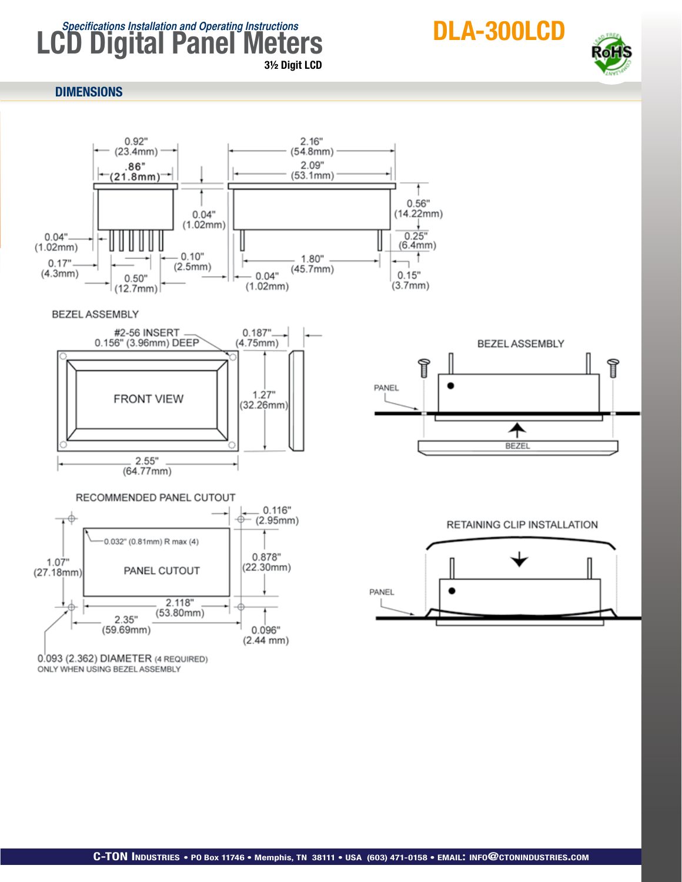## DIMENSIONS

0.92"
(23.4mm)

.86"
(21.8mm)

2.16"
(54.8mm)

2.09"
(53.1mm)

0.04"
(1.02mm)

0.56"
(14.22mm)

0.04"
(1.02mm)

0.25"
(6.4mm)

0.17"
(4.3mm)

0.10"
(2.5mm)

1.80"
(45.7mm)

0.50"
(12.7mm)

0.04"
(1.02mm)

0.15"
(3.7mm)

BEZEL ASSEMBLY

#2-56 INSERT
0.156" (3.96mm) DEEP

0.187"
(4.75mm)

FRONT VIEW

1.27"
(32.26mm)

2.55"
(64.77mm)

BEZEL ASSEMBLY

PANEL

BEZEL

RECOMMENDED PANEL CUTOUT

0.116"
(2.95mm)

0.032" (0.81mm) R max (4)

1.07"
(27.18mm)

PANEL CUTOUT

0.878"
(22.30mm)

2.118"
(53.80mm)

2.35"
(59.69mm)

0.096"
(2.44 mm)

0.093 (2.362) DIAMETER (4 REQUIRED)
ONLY WHEN USING BEZEL ASSEMBLY

RETAINING CLIP INSTALLATION

PANEL